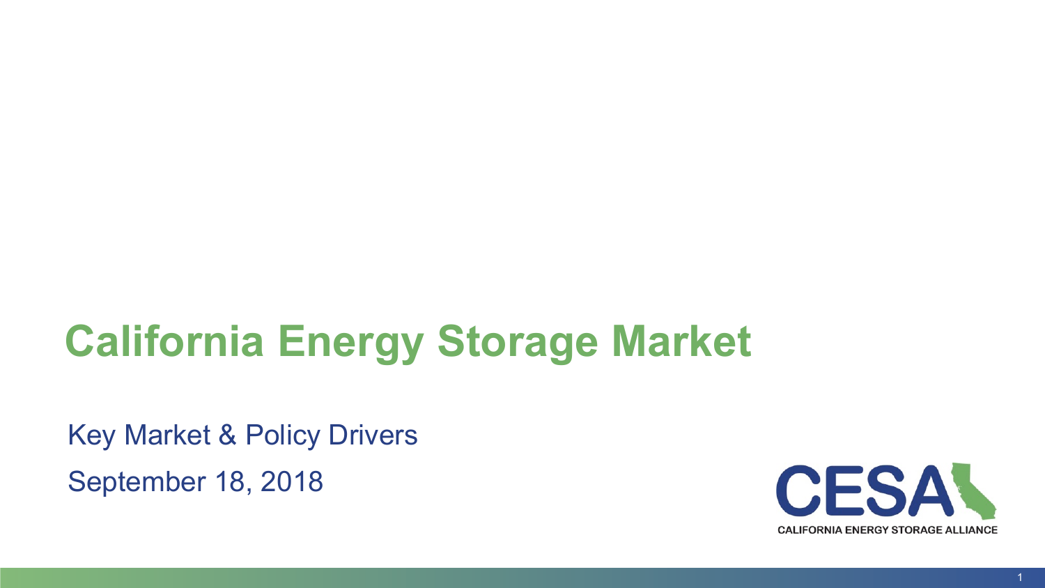# California Energy Storage Market

Key Market & Policy Drivers

September 18, 2018

CESA

CALIFORNIA ENERGY STORAGE ALLIANCE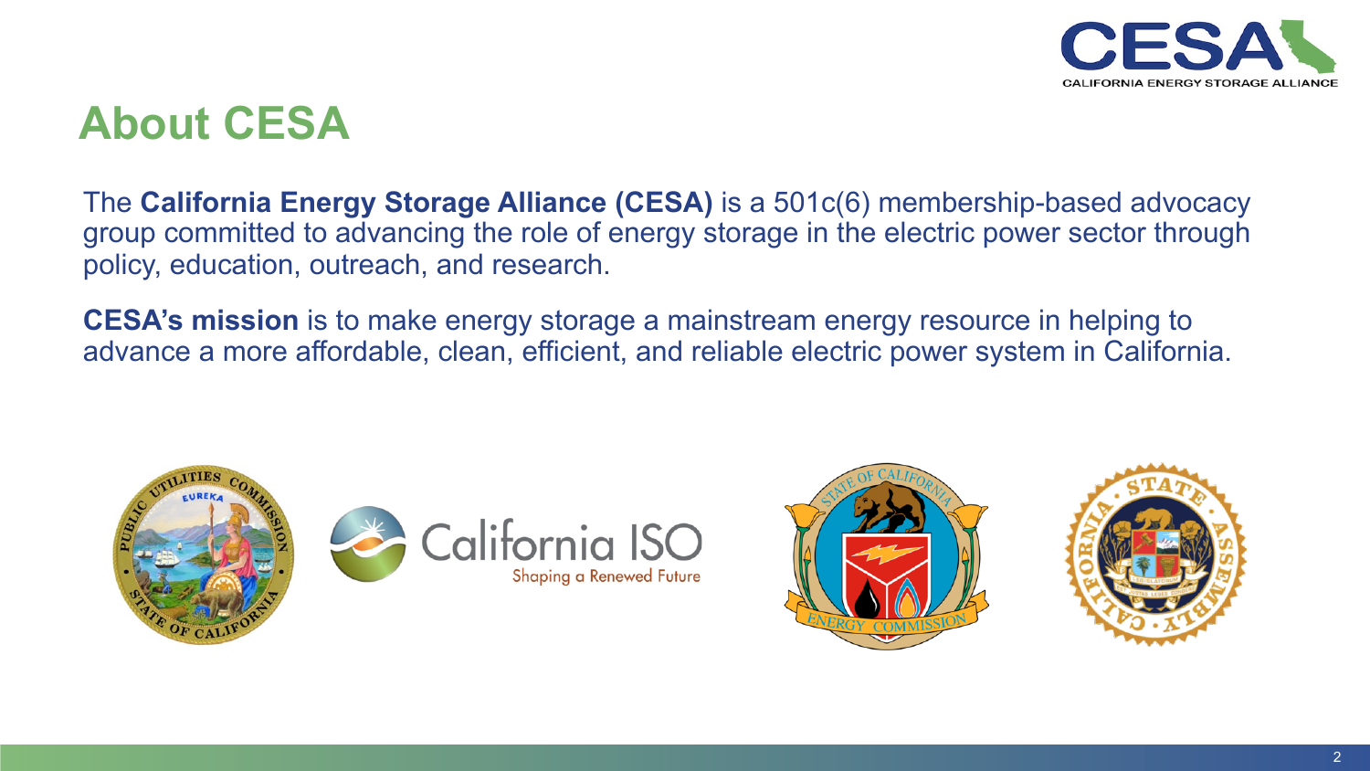# About CESA

The **California Energy Storage Alliance (CESA)** is a 501c(6) membership-based advocacy group committed to advancing the role of energy storage in the electric power sector through policy, education, outreach, and research.

**CESA's mission** is to make energy storage a mainstream energy resource in helping to advance a more affordable, clean, efficient, and reliable electric power system in California.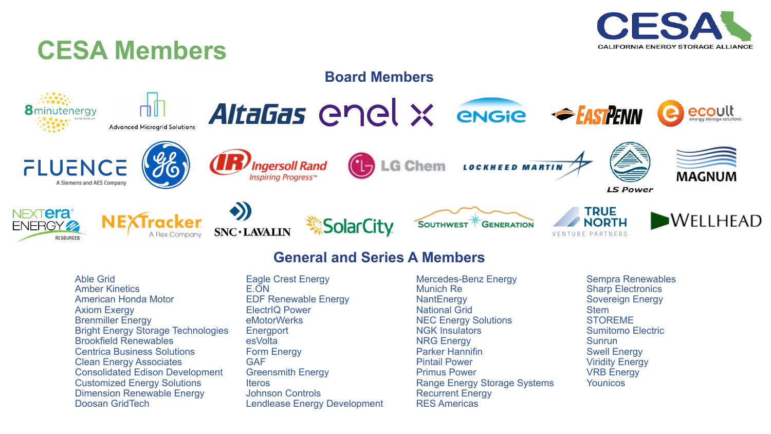# CESA Members

CESA
CALIFORNIA ENERGY STORAGE ALLIANCE

## Board Members

8minutenergy RENEWABLES

Advanced Microgrid Solutions

AltaGas

enel X

ENGIE

EASTPENN

ecoult energy storage solutions

FLUENCE A Siemens and AES Company

GE

Ingersoll Rand Inspiring Progress™

LG Chem

LOCKHEED MARTIN

LS Power

MAGNUM

NEXTera ENERGY RESOURCES

NEXTracker A Flex Company

SNC·LAVALIN

SolarCity

SOUTHWEST GENERATION

TRUE NORTH VENTURE PARTNERS

WELLHEAD

## General and Series A Members

- Able Grid
- Amber Kinetics
- American Honda Motor
- Axiom Exergy
- Brenmiller Energy
- Bright Energy Storage Technologies
- Brookfield Renewables
- Centrica Business Solutions
- Clean Energy Associates
- Consolidated Edison Development
- Customized Energy Solutions
- Dimension Renewable Energy
- Doosan GridTech
- Eagle Crest Energy
- E.ON
- EDF Renewable Energy
- ElectrIQ Power
- eMotorWerks
- Energport
- esVolta
- Form Energy
- GAF
- Greensmith Energy
- Iteros
- Johnson Controls
- Lendlease Energy Development
- Mercedes-Benz Energy
- Munich Re
- NantEnergy
- National Grid
- NEC Energy Solutions
- NGK Insulators
- NRG Energy
- Parker Hannifin
- Pintail Power
- Primus Power
- Range Energy Storage Systems
- Recurrent Energy
- RES Americas
- Sempra Renewables
- Sharp Electronics
- Sovereign Energy
- Stem
- STOREME
- Sumitomo Electric
- Sunrun
- Swell Energy
- Viridity Energy
- VRB Energy
- Younicos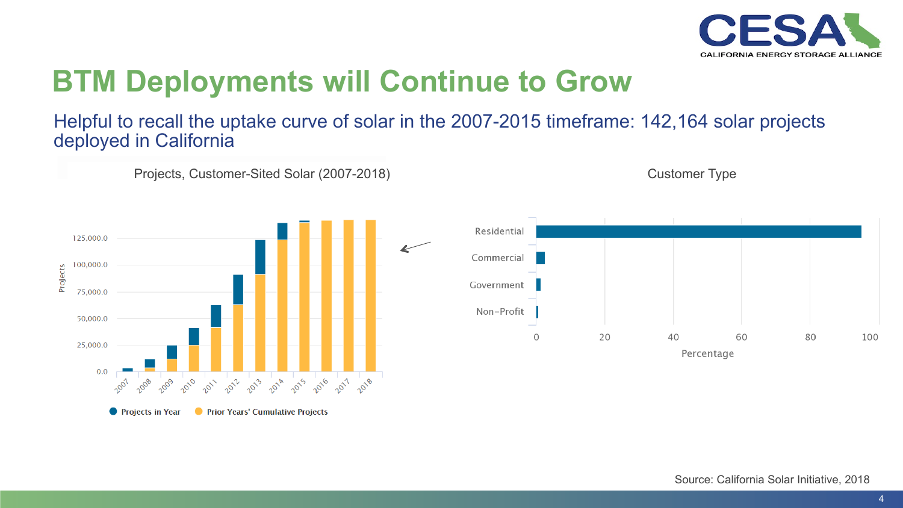# BTM Deployments will Continue to Grow

Helpful to recall the uptake curve of solar in the 2007-2015 timeframe: 142,164 solar projects deployed in California

Projects, Customer-Sited Solar (2007-2018)

Customer Type

Source: California Solar Initiative, 2018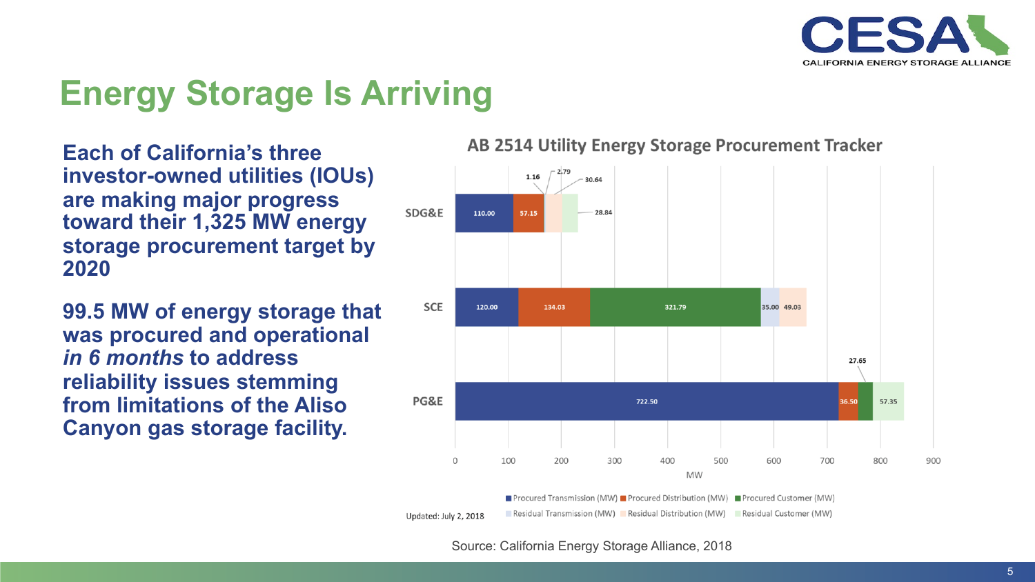# Energy Storage Is Arriving

**Each of California's three investor-owned utilities (IOUs) are making major progress toward their 1,325 MW energy storage procurement target by 2020**

**99.5 MW of energy storage that was procured and operational *in 6 months* to address reliability issues stemming from limitations of the Aliso Canyon gas storage facility.**

**AB 2514 Utility Energy Storage Procurement Tracker**

| Utility | Procured Transmission (MW) | Procured Distribution (MW) | Procured Customer (MW) | Residual Transmission (MW) | Residual Distribution (MW) | Residual Customer (MW) |
|---|---|---|---|---|---|---|
| SDG&E | 110.00 | 57.15 | 1.16 | 2.79 | 30.64 | 28.84 |
| SCE | 120.00 | 134.03 | 321.79 | 35.00 | 49.03 | |
| PG&E | 722.50 | 36.50 | 27.65 | | | 57.35 |

Updated: July 2, 2018

Source: California Energy Storage Alliance, 2018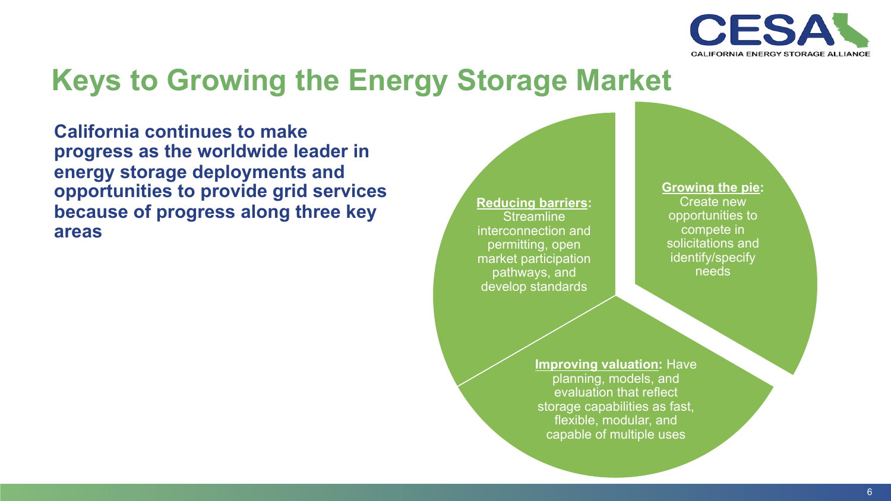# Keys to Growing the Energy Storage Market

**California continues to make progress as the worldwide leader in energy storage deployments and opportunities to provide grid services because of progress along three key areas**

**Reducing barriers:** Streamline interconnection and permitting, open market participation pathways, and develop standards

**Growing the pie:** Create new opportunities to compete in solicitations and identify/specify needs

**Improving valuation:** Have planning, models, and evaluation that reflect storage capabilities as fast, flexible, modular, and capable of multiple uses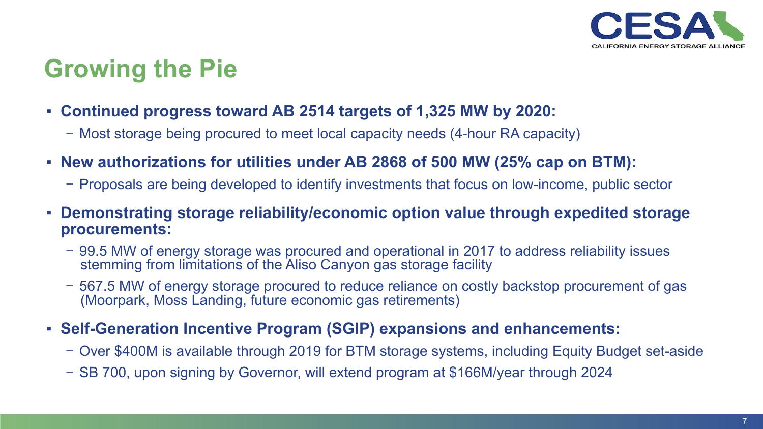# Growing the Pie

- **Continued progress toward AB 2514 targets of 1,325 MW by 2020:**
  - Most storage being procured to meet local capacity needs (4-hour RA capacity)
- **New authorizations for utilities under AB 2868 of 500 MW (25% cap on BTM):**
  - Proposals are being developed to identify investments that focus on low-income, public sector
- **Demonstrating storage reliability/economic option value through expedited storage procurements:**
  - 99.5 MW of energy storage was procured and operational in 2017 to address reliability issues stemming from limitations of the Aliso Canyon gas storage facility
  - 567.5 MW of energy storage procured to reduce reliance on costly backstop procurement of gas (Moorpark, Moss Landing, future economic gas retirements)
- **Self-Generation Incentive Program (SGIP) expansions and enhancements:**
  - Over $400M is available through 2019 for BTM storage systems, including Equity Budget set-aside
  - SB 700, upon signing by Governor, will extend program at $166M/year through 2024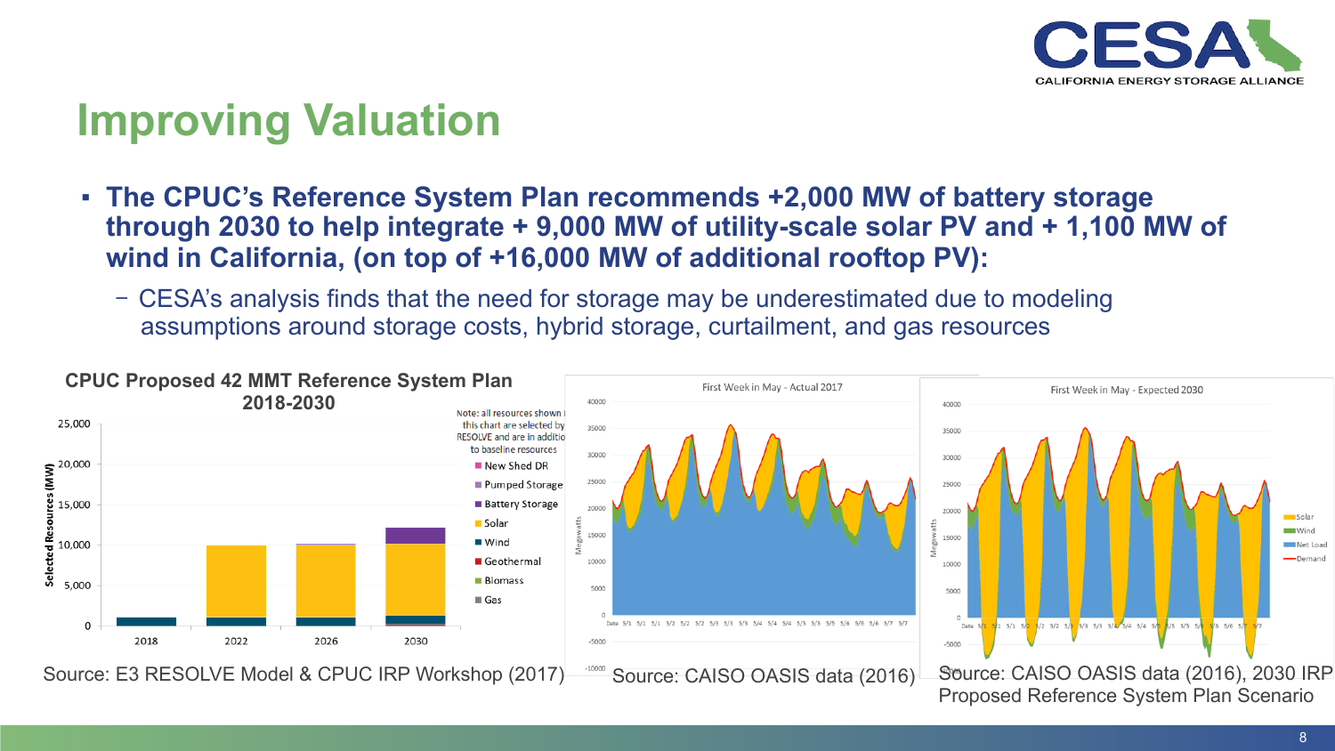# Improving Valuation

- **The CPUC's Reference System Plan recommends +2,000 MW of battery storage through 2030 to help integrate + 9,000 MW of utility-scale solar PV and + 1,100 MW of wind in California, (on top of +16,000 MW of additional rooftop PV):**
  - CESA's analysis finds that the need for storage may be underestimated due to modeling assumptions around storage costs, hybrid storage, curtailment, and gas resources

**CPUC Proposed 42 MMT Reference System Plan 2018-2030**

Source: E3 RESOLVE Model & CPUC IRP Workshop (2017)

First Week in May - Actual 2017

Source: CAISO OASIS data (2016)

First Week in May - Expected 2030

Source: CAISO OASIS data (2016), 2030 IRP Proposed Reference System Plan Scenario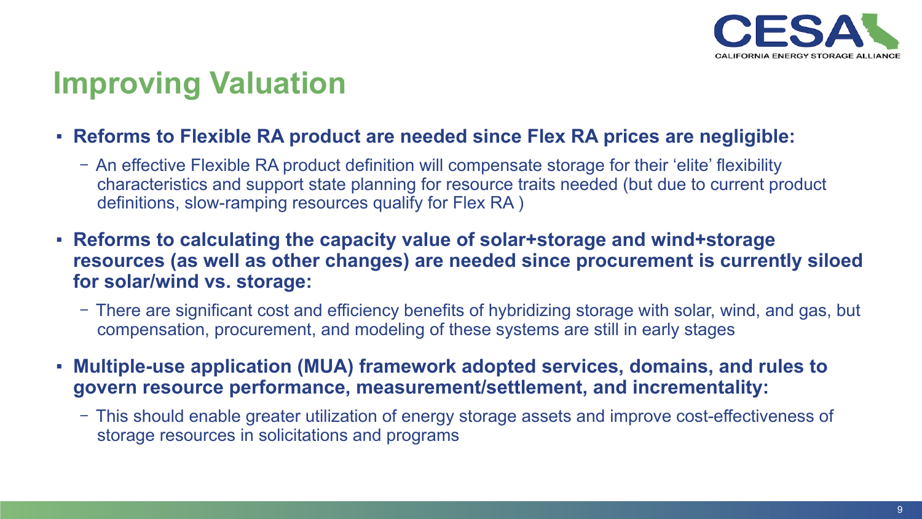# Improving Valuation

- **Reforms to Flexible RA product are needed since Flex RA prices are negligible:**
  - An effective Flexible RA product definition will compensate storage for their 'elite' flexibility characteristics and support state planning for resource traits needed (but due to current product definitions, slow-ramping resources qualify for Flex RA )
- **Reforms to calculating the capacity value of solar+storage and wind+storage resources (as well as other changes) are needed since procurement is currently siloed for solar/wind vs. storage:**
  - There are significant cost and efficiency benefits of hybridizing storage with solar, wind, and gas, but compensation, procurement, and modeling of these systems are still in early stages
- **Multiple-use application (MUA) framework adopted services, domains, and rules to govern resource performance, measurement/settlement, and incrementality:**
  - This should enable greater utilization of energy storage assets and improve cost-effectiveness of storage resources in solicitations and programs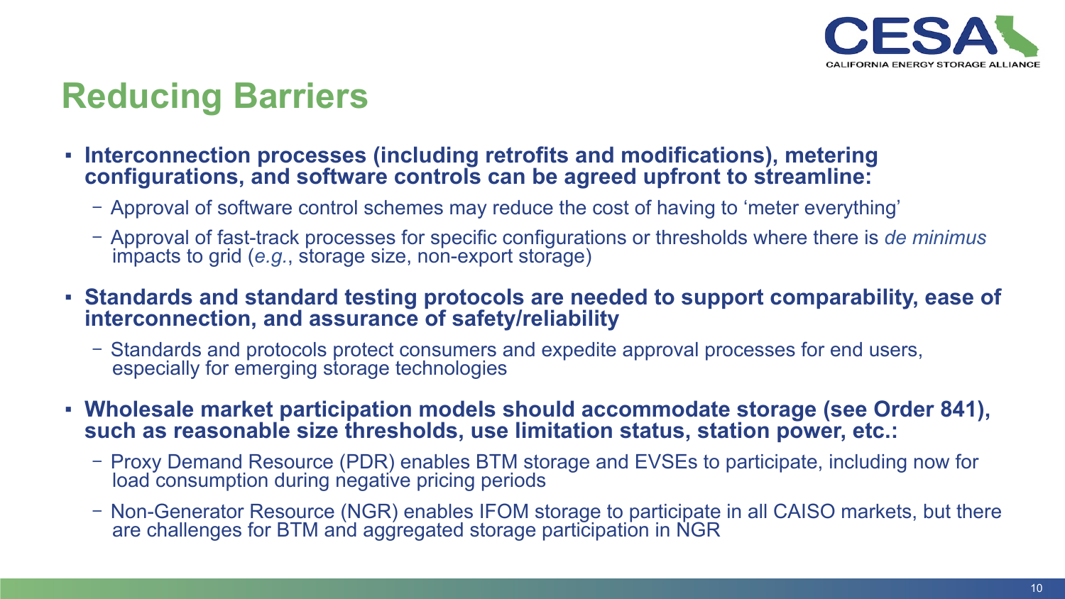# Reducing Barriers

- **Interconnection processes (including retrofits and modifications), metering configurations, and software controls can be agreed upfront to streamline:**
  - Approval of software control schemes may reduce the cost of having to 'meter everything'
  - Approval of fast-track processes for specific configurations or thresholds where there is *de minimus* impacts to grid (*e.g.*, storage size, non-export storage)
- **Standards and standard testing protocols are needed to support comparability, ease of interconnection, and assurance of safety/reliability**
  - Standards and protocols protect consumers and expedite approval processes for end users, especially for emerging storage technologies
- **Wholesale market participation models should accommodate storage (see Order 841), such as reasonable size thresholds, use limitation status, station power, etc.:**
  - Proxy Demand Resource (PDR) enables BTM storage and EVSEs to participate, including now for load consumption during negative pricing periods
  - Non-Generator Resource (NGR) enables IFOM storage to participate in all CAISO markets, but there are challenges for BTM and aggregated storage participation in NGR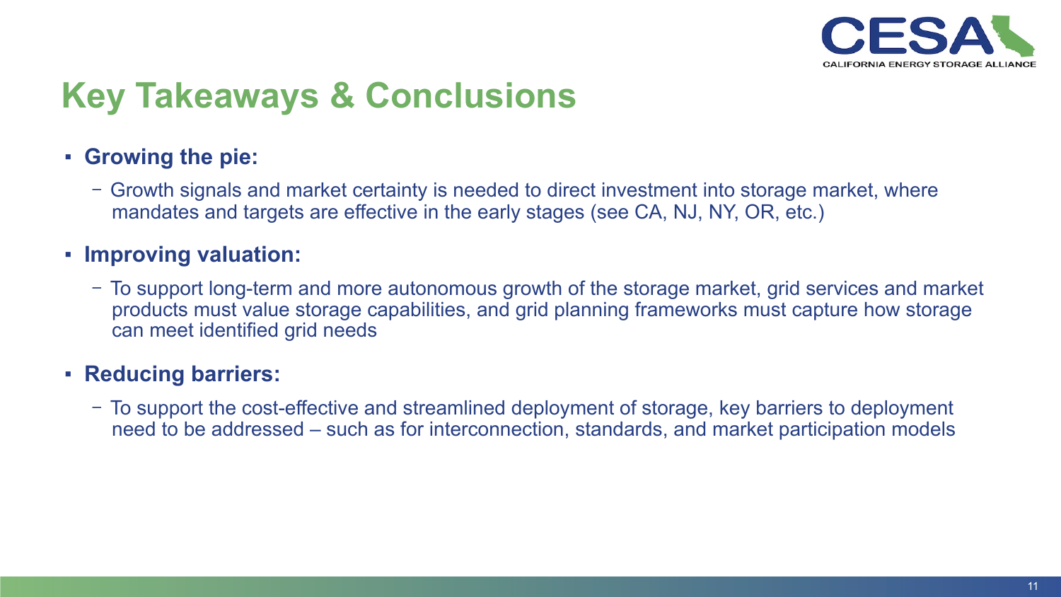# Key Takeaways & Conclusions

- **Growing the pie:**
  - Growth signals and market certainty is needed to direct investment into storage market, where mandates and targets are effective in the early stages (see CA, NJ, NY, OR, etc.)
- **Improving valuation:**
  - To support long-term and more autonomous growth of the storage market, grid services and market products must value storage capabilities, and grid planning frameworks must capture how storage can meet identified grid needs
- **Reducing barriers:**
  - To support the cost-effective and streamlined deployment of storage, key barriers to deployment need to be addressed – such as for interconnection, standards, and market participation models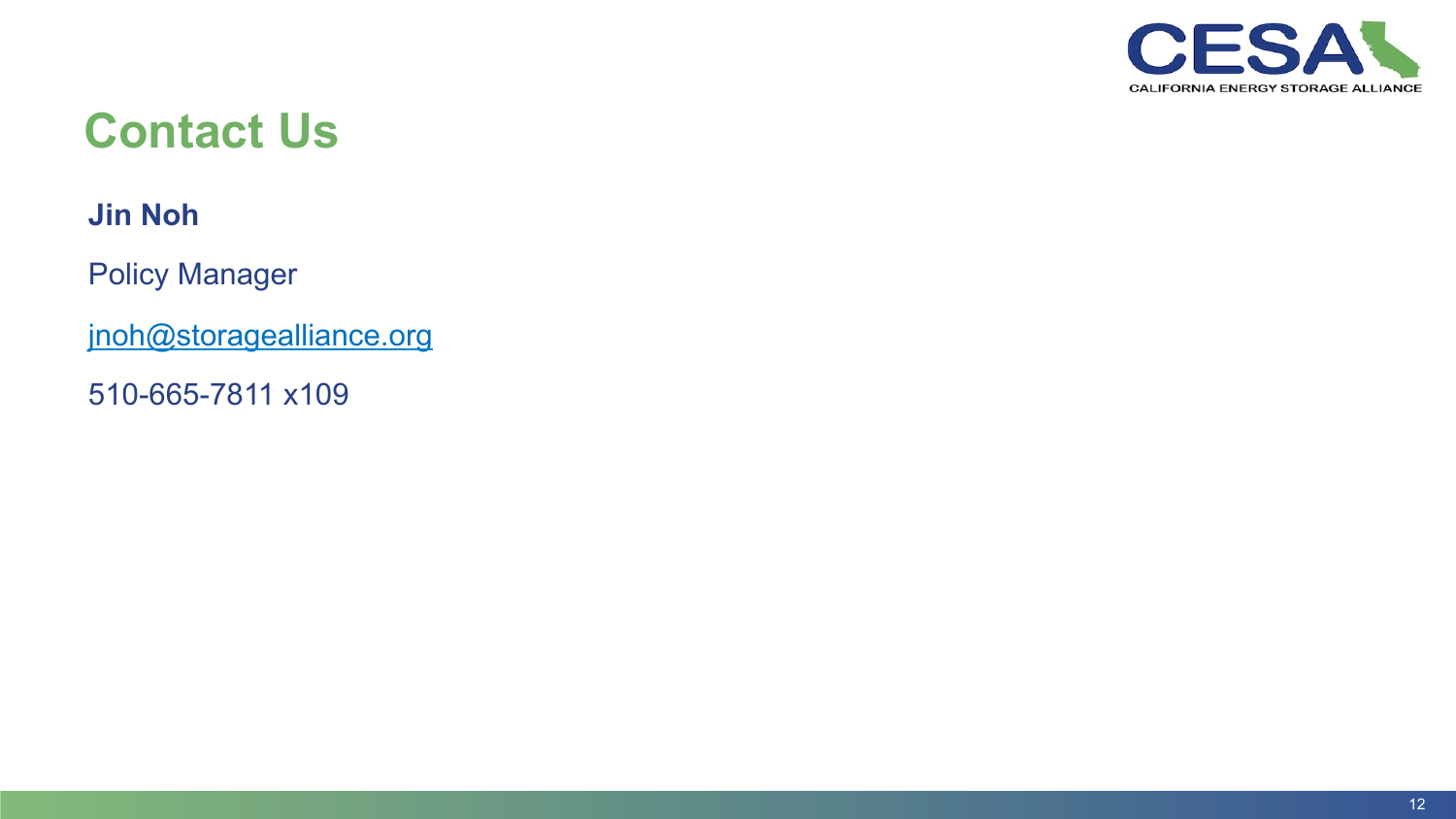# Contact Us

**Jin Noh**

Policy Manager

[jnoh@storagealliance.org](mailto:jnoh@storagealliance.org)

510-665-7811 x109